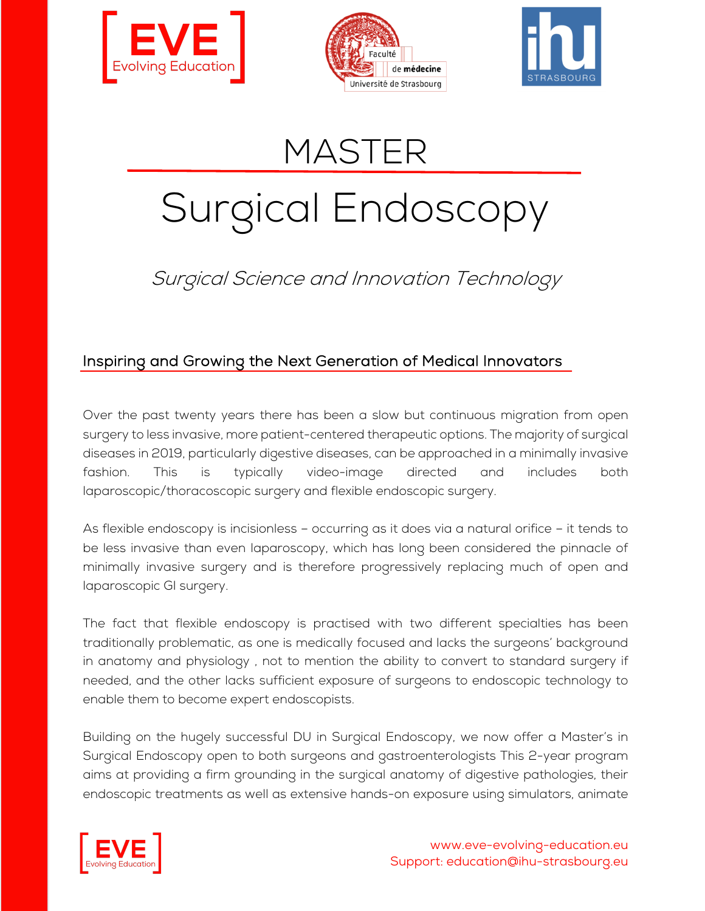# MASTER

# Surgical Endoscopy

*Surgical Science and Innovation Technology*

## Inspiring and Growing the Next Generation of Medical Innovators

Over the past twenty years there has been a slow but continuous migration from open surgery to less invasive, more patient-centered therapeutic options. The majority of surgical diseases in 2019, particularly digestive diseases, can be approached in a minimally invasive fashion. This is typically video-image directed and includes both laparoscopic/thoracoscopic surgery and flexible endoscopic surgery.

As flexible endoscopy is incisionless – occurring as it does via a natural orifice – it tends to be less invasive than even laparoscopy, which has long been considered the pinnacle of minimally invasive surgery and is therefore progressively replacing much of open and laparoscopic GI surgery.

The fact that flexible endoscopy is practised with two different specialties has been traditionally problematic, as one is medically focused and lacks the surgeons' background in anatomy and physiology , not to mention the ability to convert to standard surgery if needed, and the other lacks sufficient exposure of surgeons to endoscopic technology to enable them to become expert endoscopists.

Building on the hugely successful DU in Surgical Endoscopy, we now offer a Master's in Surgical Endoscopy open to both surgeons and gastroenterologists This 2-year program aims at providing a firm grounding in the surgical anatomy of digestive pathologies, their endoscopic treatments as well as extensive hands-on exposure using simulators, animate

www.eve-evolving-education.eu
Support: education@ihu-strasbourg.eu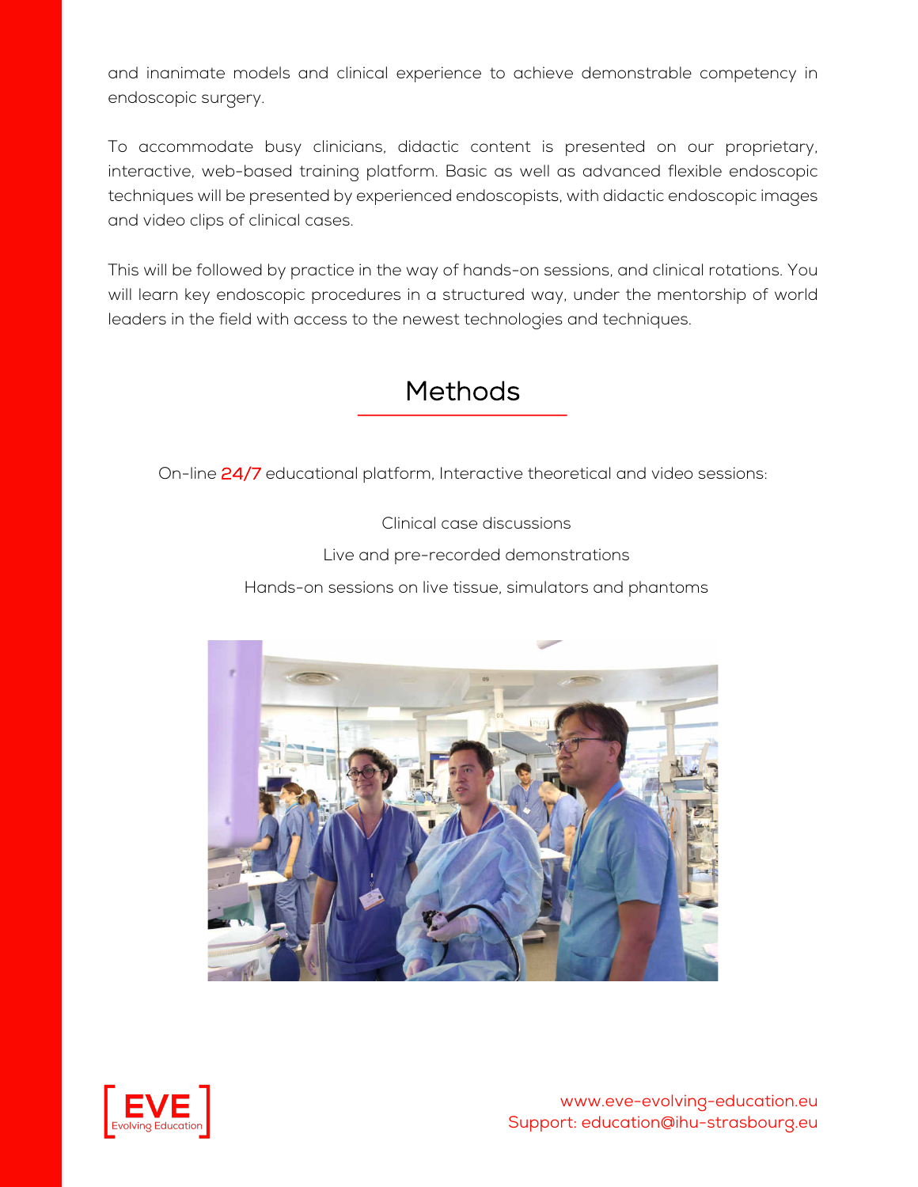and inanimate models and clinical experience to achieve demonstrable competency in endoscopic surgery.

To accommodate busy clinicians, didactic content is presented on our proprietary, interactive, web-based training platform. Basic as well as advanced flexible endoscopic techniques will be presented by experienced endoscopists, with didactic endoscopic images and video clips of clinical cases.

This will be followed by practice in the way of hands-on sessions, and clinical rotations. You will learn key endoscopic procedures in a structured way, under the mentorship of world leaders in the field with access to the newest technologies and techniques.

## Methods

On-line 24/7 educational platform, Interactive theoretical and video sessions:

Clinical case discussions

Live and pre-recorded demonstrations

Hands-on sessions on live tissue, simulators and phantoms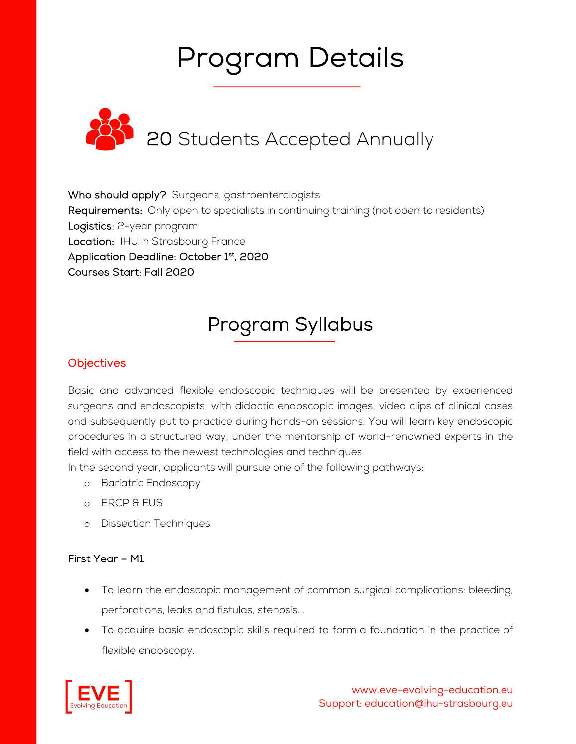# Program Details

**20** Students Accepted Annually

**Who should apply?** Surgeons, gastroenterologists
**Requirements:** Only open to specialists in continuing training (not open to residents)
**Logistics:** 2-year program
**Location:** IHU in Strasbourg France
**Application Deadline: October 1st, 2020**
**Courses Start: Fall 2020**

## Program Syllabus

### Objectives

Basic and advanced flexible endoscopic techniques will be presented by experienced surgeons and endoscopists, with didactic endoscopic images, video clips of clinical cases and subsequently put to practice during hands-on sessions. You will learn key endoscopic procedures in a structured way, under the mentorship of world-renowned experts in the field with access to the newest technologies and techniques.
In the second year, applicants will pursue one of the following pathways:

- Bariatric Endoscopy
- ERCP & EUS
- Dissection Techniques

**First Year – M1**

- To learn the endoscopic management of common surgical complications: bleeding, perforations, leaks and fistulas, stenosis…
- To acquire basic endoscopic skills required to form a foundation in the practice of flexible endoscopy.

www.eve-evolving-education.eu
Support: education@ihu-strasbourg.eu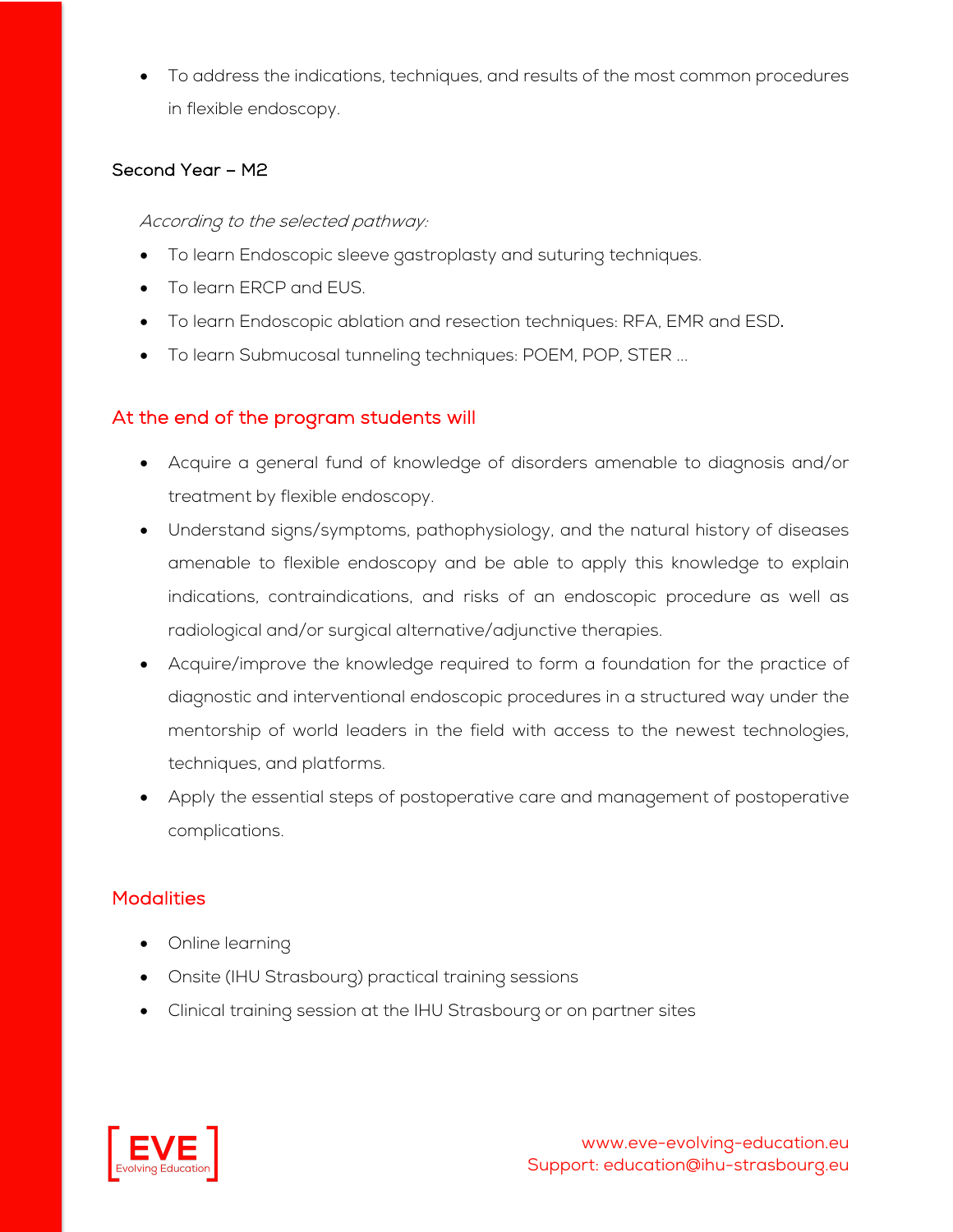- To address the indications, techniques, and results of the most common procedures in flexible endoscopy.

**Second Year – M2**

*According to the selected pathway:*

- To learn Endoscopic sleeve gastroplasty and suturing techniques.
- To learn ERCP and EUS.
- To learn Endoscopic ablation and resection techniques: RFA, EMR and ESD.
- To learn Submucosal tunneling techniques: POEM, POP, STER …

## At the end of the program students will

- Acquire a general fund of knowledge of disorders amenable to diagnosis and/or treatment by flexible endoscopy.
- Understand signs/symptoms, pathophysiology, and the natural history of diseases amenable to flexible endoscopy and be able to apply this knowledge to explain indications, contraindications, and risks of an endoscopic procedure as well as radiological and/or surgical alternative/adjunctive therapies.
- Acquire/improve the knowledge required to form a foundation for the practice of diagnostic and interventional endoscopic procedures in a structured way under the mentorship of world leaders in the field with access to the newest technologies, techniques, and platforms.
- Apply the essential steps of postoperative care and management of postoperative complications.

## Modalities

- Online learning
- Onsite (IHU Strasbourg) practical training sessions
- Clinical training session at the IHU Strasbourg or on partner sites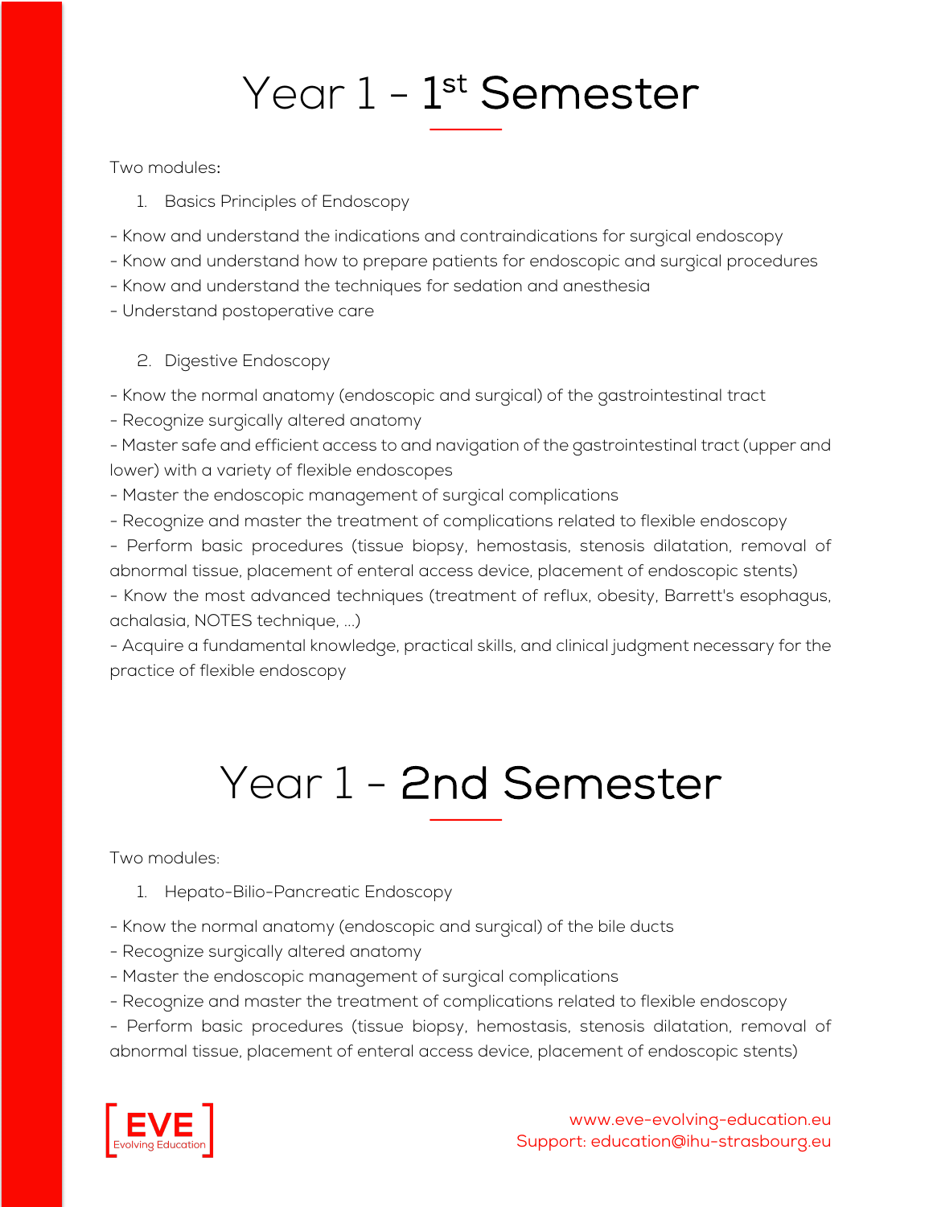# Year 1 - 1st Semester

Two modules:

1. Basics Principles of Endoscopy

- Know and understand the indications and contraindications for surgical endoscopy
- Know and understand how to prepare patients for endoscopic and surgical procedures
- Know and understand the techniques for sedation and anesthesia
- Understand postoperative care

2. Digestive Endoscopy

- Know the normal anatomy (endoscopic and surgical) of the gastrointestinal tract
- Recognize surgically altered anatomy
- Master safe and efficient access to and navigation of the gastrointestinal tract (upper and lower) with a variety of flexible endoscopes
- Master the endoscopic management of surgical complications
- Recognize and master the treatment of complications related to flexible endoscopy
- Perform basic procedures (tissue biopsy, hemostasis, stenosis dilatation, removal of abnormal tissue, placement of enteral access device, placement of endoscopic stents)
- Know the most advanced techniques (treatment of reflux, obesity, Barrett's esophagus, achalasia, NOTES technique, ...)
- Acquire a fundamental knowledge, practical skills, and clinical judgment necessary for the practice of flexible endoscopy

# Year 1 - 2nd Semester

Two modules:

1. Hepato-Bilio-Pancreatic Endoscopy

- Know the normal anatomy (endoscopic and surgical) of the bile ducts
- Recognize surgically altered anatomy
- Master the endoscopic management of surgical complications
- Recognize and master the treatment of complications related to flexible endoscopy
- Perform basic procedures (tissue biopsy, hemostasis, stenosis dilatation, removal of abnormal tissue, placement of enteral access device, placement of endoscopic stents)

www.eve-evolving-education.eu
Support: education@ihu-strasbourg.eu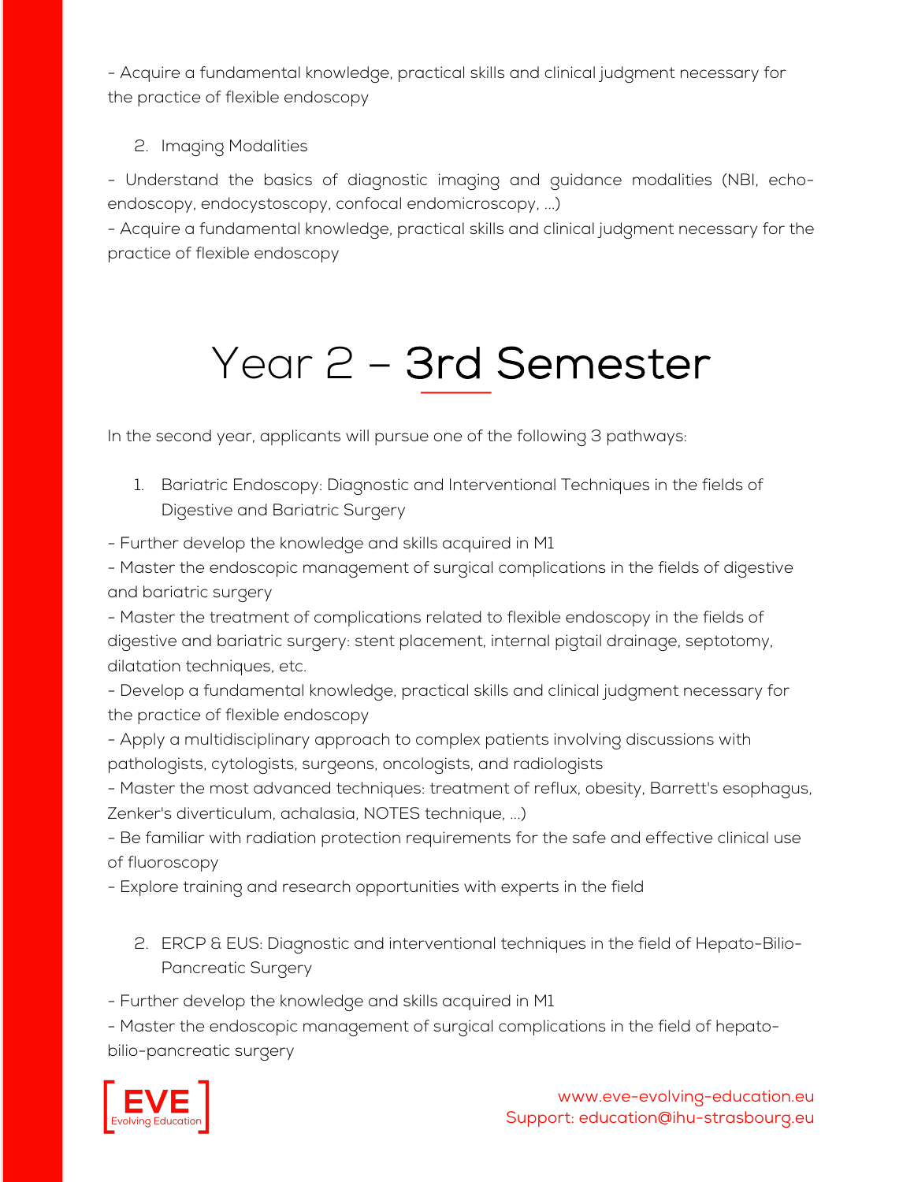- Acquire a fundamental knowledge, practical skills and clinical judgment necessary for the practice of flexible endoscopy

2. Imaging Modalities

- Understand the basics of diagnostic imaging and guidance modalities (NBI, echo-endoscopy, endocystoscopy, confocal endomicroscopy, ...)
- Acquire a fundamental knowledge, practical skills and clinical judgment necessary for the practice of flexible endoscopy

# Year 2 – 3rd Semester

In the second year, applicants will pursue one of the following 3 pathways:

1. Bariatric Endoscopy: Diagnostic and Interventional Techniques in the fields of Digestive and Bariatric Surgery

- Further develop the knowledge and skills acquired in M1
- Master the endoscopic management of surgical complications in the fields of digestive and bariatric surgery
- Master the treatment of complications related to flexible endoscopy in the fields of digestive and bariatric surgery: stent placement, internal pigtail drainage, septotomy, dilatation techniques, etc.
- Develop a fundamental knowledge, practical skills and clinical judgment necessary for the practice of flexible endoscopy
- Apply a multidisciplinary approach to complex patients involving discussions with pathologists, cytologists, surgeons, oncologists, and radiologists
- Master the most advanced techniques: treatment of reflux, obesity, Barrett's esophagus, Zenker's diverticulum, achalasia, NOTES technique, ...)
- Be familiar with radiation protection requirements for the safe and effective clinical use of fluoroscopy
- Explore training and research opportunities with experts in the field

2. ERCP & EUS: Diagnostic and interventional techniques in the field of Hepato-Bilio-Pancreatic Surgery

- Further develop the knowledge and skills acquired in M1
- Master the endoscopic management of surgical complications in the field of hepato-bilio-pancreatic surgery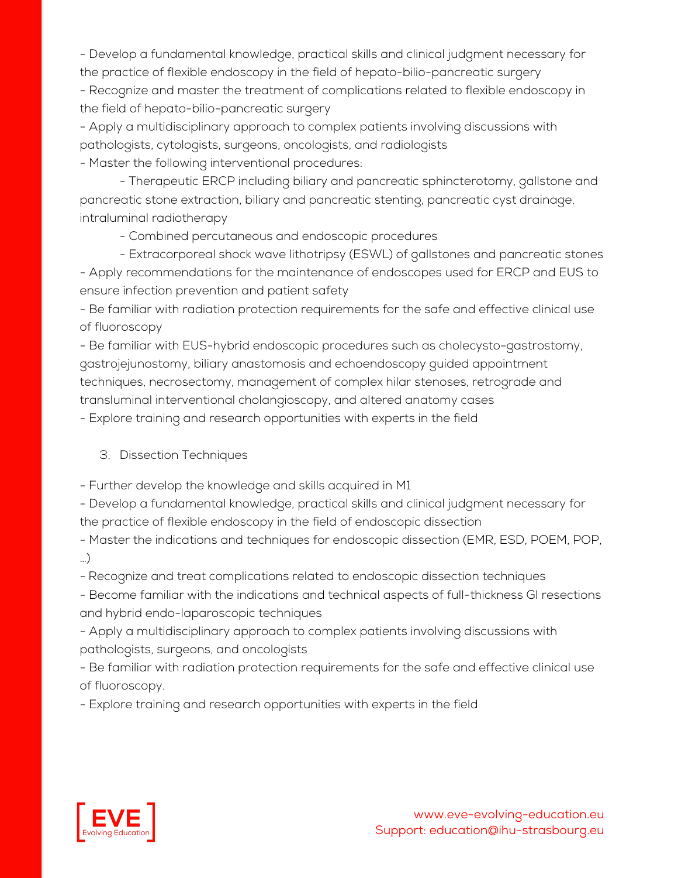- Develop a fundamental knowledge, practical skills and clinical judgment necessary for the practice of flexible endoscopy in the field of hepato-bilio-pancreatic surgery
- Recognize and master the treatment of complications related to flexible endoscopy in the field of hepato-bilio-pancreatic surgery
- Apply a multidisciplinary approach to complex patients involving discussions with pathologists, cytologists, surgeons, oncologists, and radiologists
- Master the following interventional procedures:
    - Therapeutic ERCP including biliary and pancreatic sphincterotomy, gallstone and pancreatic stone extraction, biliary and pancreatic stenting, pancreatic cyst drainage, intraluminal radiotherapy
    - Combined percutaneous and endoscopic procedures
    - Extracorporeal shock wave lithotripsy (ESWL) of gallstones and pancreatic stones
- Apply recommendations for the maintenance of endoscopes used for ERCP and EUS to ensure infection prevention and patient safety
- Be familiar with radiation protection requirements for the safe and effective clinical use of fluoroscopy
- Be familiar with EUS-hybrid endoscopic procedures such as cholecysto-gastrostomy, gastrojejunostomy, biliary anastomosis and echoendoscopy guided appointment techniques, necrosectomy, management of complex hilar stenoses, retrograde and transluminal interventional cholangioscopy, and altered anatomy cases
- Explore training and research opportunities with experts in the field

3. Dissection Techniques

- Further develop the knowledge and skills acquired in M1
- Develop a fundamental knowledge, practical skills and clinical judgment necessary for the practice of flexible endoscopy in the field of endoscopic dissection
- Master the indications and techniques for endoscopic dissection (EMR, ESD, POEM, POP, ...)
- Recognize and treat complications related to endoscopic dissection techniques
- Become familiar with the indications and technical aspects of full-thickness GI resections and hybrid endo-laparoscopic techniques
- Apply a multidisciplinary approach to complex patients involving discussions with pathologists, surgeons, and oncologists
- Be familiar with radiation protection requirements for the safe and effective clinical use of fluoroscopy.
- Explore training and research opportunities with experts in the field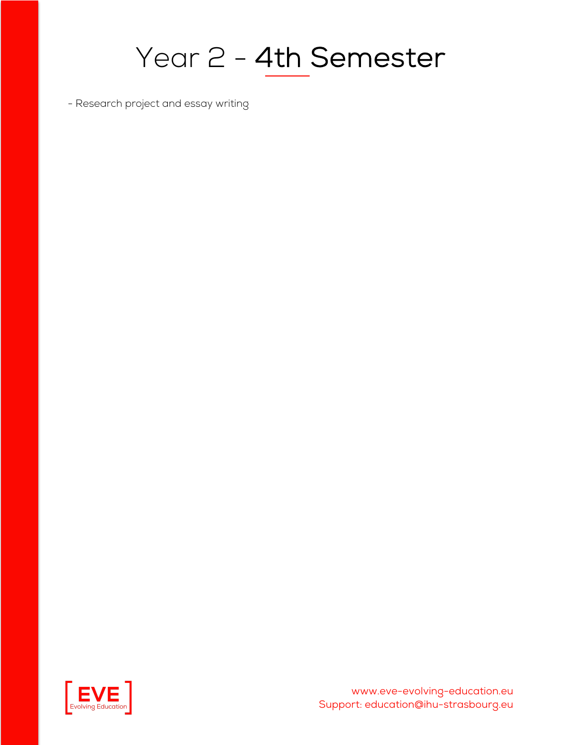# Year 2 - 4th Semester

- Research project and essay writing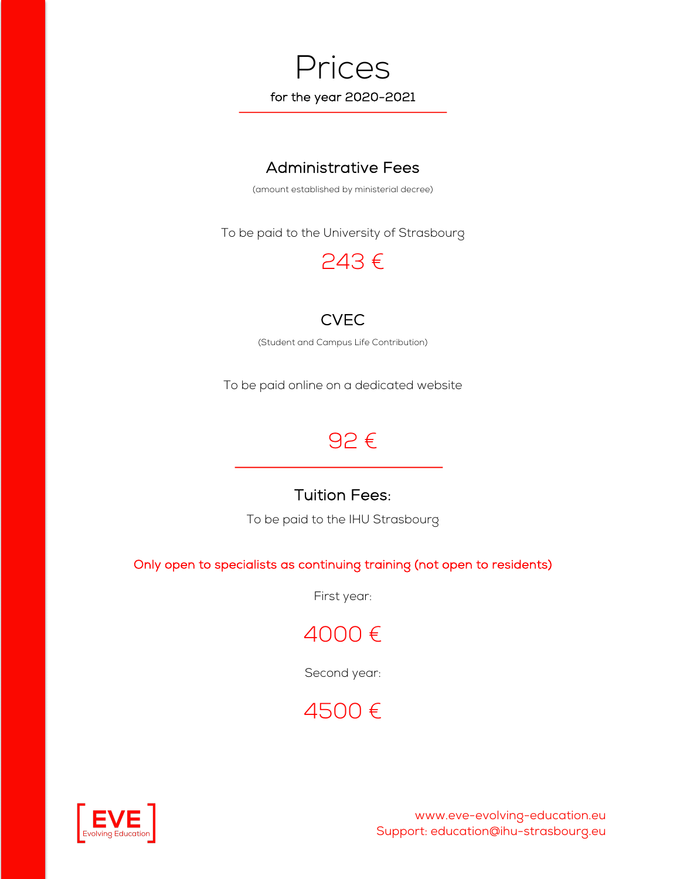# Prices

**for the year 2020-2021**

## Administrative Fees

(amount established by ministerial decree)

To be paid to the University of Strasbourg

243 €

## CVEC

(Student and Campus Life Contribution)

To be paid online on a dedicated website

92 €

## Tuition Fees:

To be paid to the IHU Strasbourg

Only open to specialists as continuing training (not open to residents)

First year:

4000 €

Second year:

4500 €

[EVE Evolving Education]

www.eve-evolving-education.eu
Support: education@ihu-strasbourg.eu